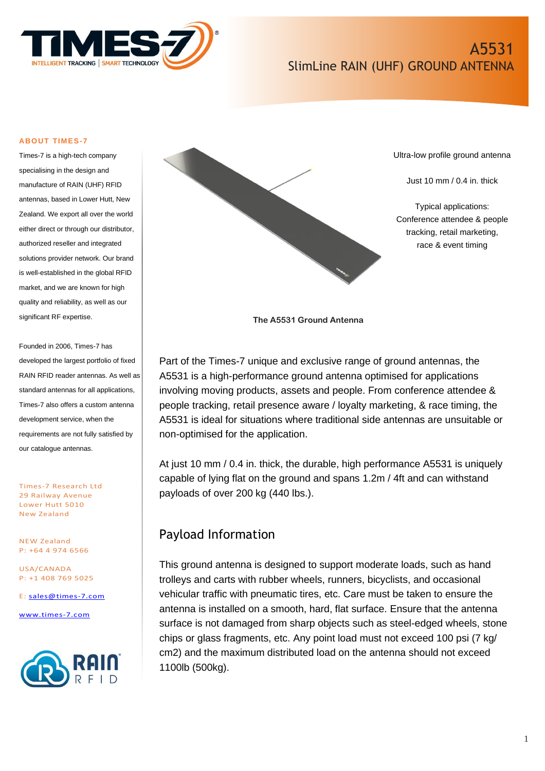# A5531

## SlimLine RAIN (UHF) GROUND ANTENNA

**ABOUT TIMES-7**

Times-7 is a high-tech company specialising in the design and manufacture of RAIN (UHF) RFID antennas, based in Lower Hutt, New Zealand. We export all over the world either direct or through our distributor, authorized reseller and integrated solutions provider network. Our brand is well-established in the global RFID market, and we are known for high quality and reliability, as well as our significant RF expertise.

Founded in 2006, Times-7 has developed the largest portfolio of fixed RAIN RFID reader antennas. As well as standard antennas for all applications, Times-7 also offers a custom antenna development service, when the requirements are not fully satisfied by our catalogue antennas.

Times-7 Research Ltd
29 Railway Avenue
Lower Hutt 5010
New Zealand

NEW Zealand
P: +64 4 974 6566

USA/CANADA
P: +1 408 769 5025

E: sales@times-7.com

www.times-7.com

Ultra-low profile ground antenna

Just 10 mm / 0.4 in. thick

Typical applications:
Conference attendee & people tracking, retail marketing, race & event timing

**The A5531 Ground Antenna**

Part of the Times-7 unique and exclusive range of ground antennas, the A5531 is a high-performance ground antenna optimised for applications involving moving products, assets and people. From conference attendee & people tracking, retail presence aware / loyalty marketing, & race timing, the A5531 is ideal for situations where traditional side antennas are unsuitable or non-optimised for the application.

At just 10 mm / 0.4 in. thick, the durable, high performance A5531 is uniquely capable of lying flat on the ground and spans 1.2m / 4ft and can withstand payloads of over 200 kg (440 lbs.).

## Payload Information

This ground antenna is designed to support moderate loads, such as hand trolleys and carts with rubber wheels, runners, bicyclists, and occasional vehicular traffic with pneumatic tires, etc. Care must be taken to ensure the antenna is installed on a smooth, hard, flat surface. Ensure that the antenna surface is not damaged from sharp objects such as steel-edged wheels, stone chips or glass fragments, etc. Any point load must not exceed 100 psi (7 kg/ cm2) and the maximum distributed load on the antenna should not exceed 1100lb (500kg).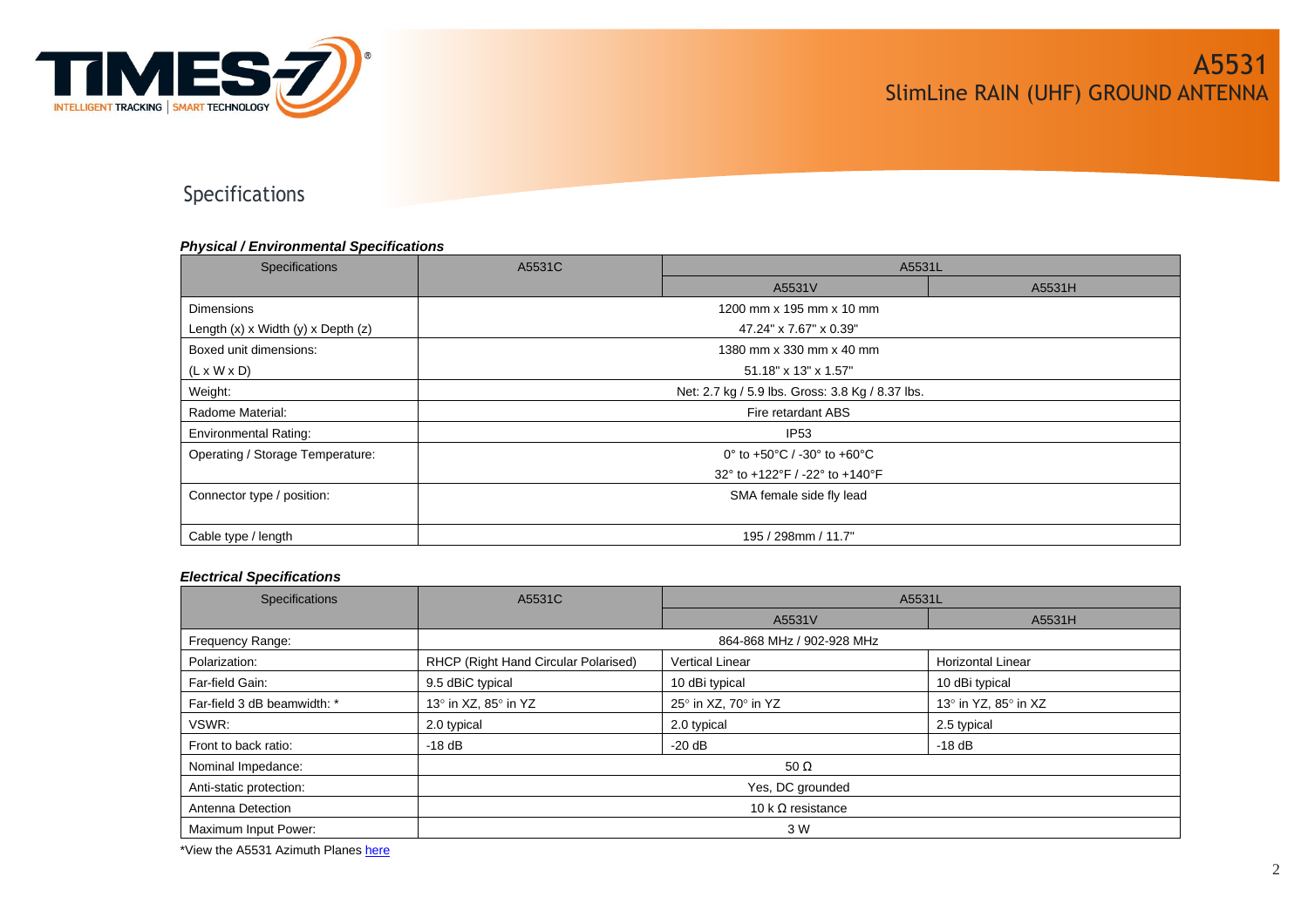# A5531

## SlimLine RAIN (UHF) GROUND ANTENNA

## Specifications

***Physical / Environmental Specifications***

| Specifications | A5531C | A5531L | |
|---|---|---|---|
| | | A5531V | A5531H |
| Dimensions<br>Length (x) x Width (y) x Depth (z) | 1200 mm x 195 mm x 10 mm<br>47.24" x 7.67" x 0.39" | | |
| Boxed unit dimensions:<br>(L x W x D) | 1380 mm x 330 mm x 40 mm<br>51.18" x 13" x 1.57" | | |
| Weight: | Net: 2.7 kg / 5.9 lbs. Gross: 3.8 Kg / 8.37 lbs. | | |
| Radome Material: | Fire retardant ABS | | |
| Environmental Rating: | IP53 | | |
| Operating / Storage Temperature: | 0° to +50°C / -30° to +60°C<br>32° to +122°F / -22° to +140°F | | |
| Connector type / position: | SMA female side fly lead | | |
| Cable type / length | 195 / 298mm / 11.7" | | |

***Electrical Specifications***

| Specifications | A5531C | A5531L | |
|---|---|---|---|
| | | A5531V | A5531H |
| Frequency Range: | 864-868 MHz / 902-928 MHz | | |
| Polarization: | RHCP (Right Hand Circular Polarised) | Vertical Linear | Horizontal Linear |
| Far-field Gain: | 9.5 dBiC typical | 10 dBi typical | 10 dBi typical |
| Far-field 3 dB beamwidth: * | 13° in XZ, 85° in YZ | 25° in XZ, 70° in YZ | 13° in YZ, 85° in XZ |
| VSWR: | 2.0 typical | 2.0 typical | 2.5 typical |
| Front to back ratio: | -18 dB | -20 dB | -18 dB |
| Nominal Impedance: | 50 Ω | | |
| Anti-static protection: | Yes, DC grounded | | |
| Antenna Detection | 10 k Ω resistance | | |
| Maximum Input Power: | 3 W | | |

*View the A5531 Azimuth Planes [here]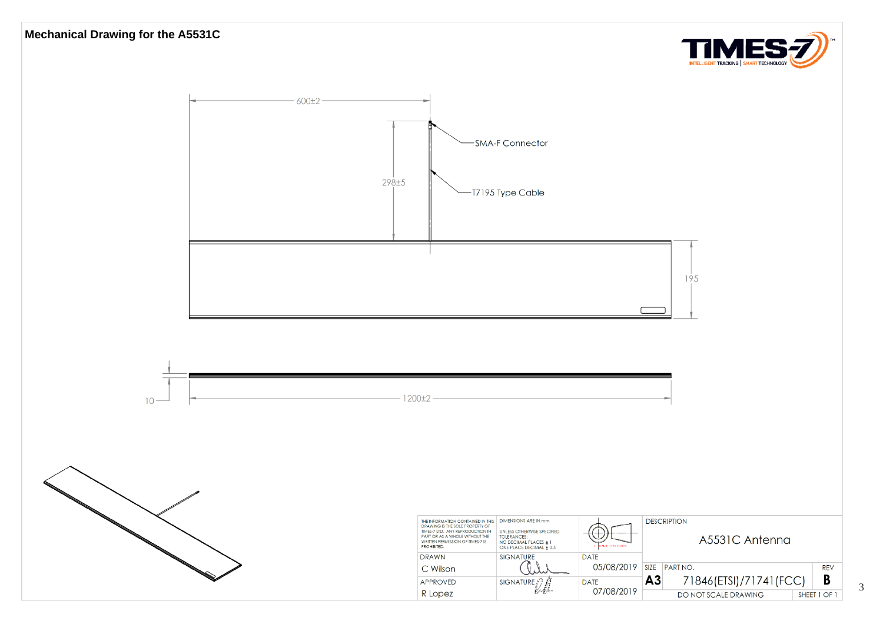# Mechanical Drawing for the A5531C

TIMES-7 — INTELLIGENT TRACKING | SMART TECHNOLOGY

600±2

SMA-F Connector

298±5

T7195 Type Cable

195

10

1200±2

| THE INFORMATION CONTAINED IN THIS DRAWING IS THE SOLE PROPERTY OF TIMES-7 LTD. ANY REPRODUCTION IN PART OR AS A WHOLE WITHOUT THE WRITTEN PERMISSION OF TIMES-7 IS PROHIBITED. | DIMENSIONS ARE IN mm<br>UNLESS OTHERWISE SPECIFIED TOLERANCES:<br>NO DECIMAL PLACES ± 1<br>ONE PLACE DECIMAL ± 0.5 | | DESCRIPTION<br>A5531C Antenna |
|---|---|---|---|
| DRAWN<br>C Wilson | SIGNATURE | DATE<br>05/08/2019 | SIZE A3 · PART NO. 71846(ETSI)/71741(FCC) · REV B |
| APPROVED<br>R Lopez | SIGNATURE | DATE<br>07/08/2019 | DO NOT SCALE DRAWING · SHEET 1 OF 1 |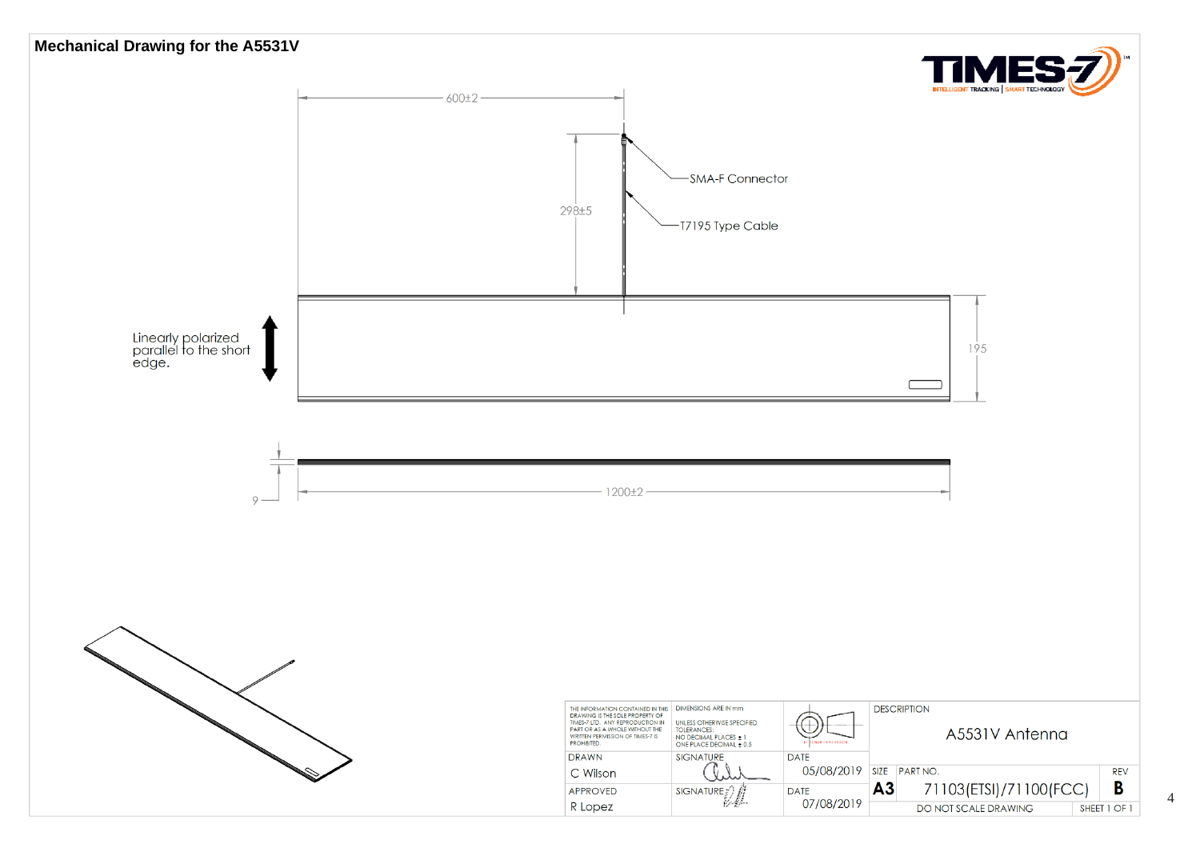## Mechanical Drawing for the A5531V

600±2

298±5

SMA-F Connector

T7195 Type Cable

Linearly polarized parallel to the short edge.

195

9

1200±2

| THE INFORMATION CONTAINED IN THIS DRAWING IS THE SOLE PROPERTY OF TIMES-7 LTD. ANY REPRODUCTION IN PART OR AS A WHOLE WITHOUT THE WRITTEN PERMISSION OF TIMES-7 IS PROHIBITED. | DIMENSIONS ARE IN mm<br>UNLESS OTHERWISE SPECIFIED TOLERANCES:<br>NO DECIMAL PLACES ± 1<br>ONE PLACE DECIMAL ± 0.5 | | DESCRIPTION<br>A5531V Antenna | | |
|---|---|---|---|---|---|
| DRAWN<br>C Wilson | SIGNATURE | DATE<br>05/08/2019 | SIZE<br>A3 | PART NO.<br>71103(ETSI)/71100(FCC) | REV<br>B |
| APPROVED<br>R Lopez | SIGNATURE | DATE<br>07/08/2019 | DO NOT SCALE DRAWING | | SHEET 1 OF 1 |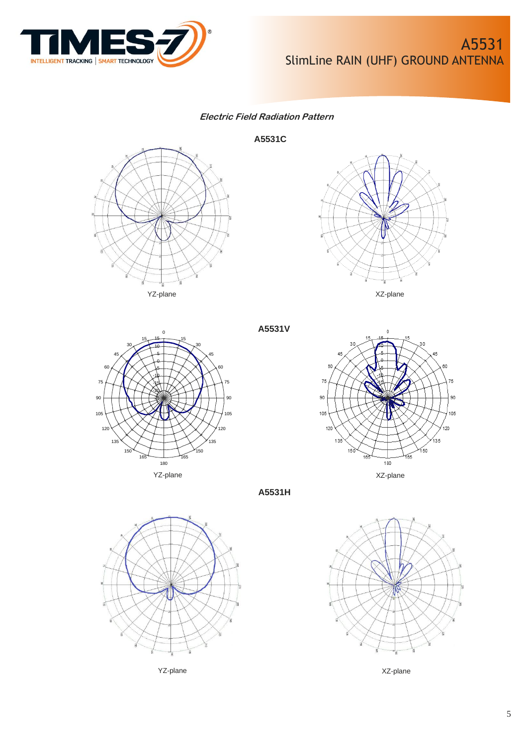# A5531
## SlimLine RAIN (UHF) GROUND ANTENNA

***Electric Field Radiation Pattern***

**A5531C**

YZ-plane

XZ-plane

**A5531V**

YZ-plane

XZ-plane

**A5531H**

YZ-plane

XZ-plane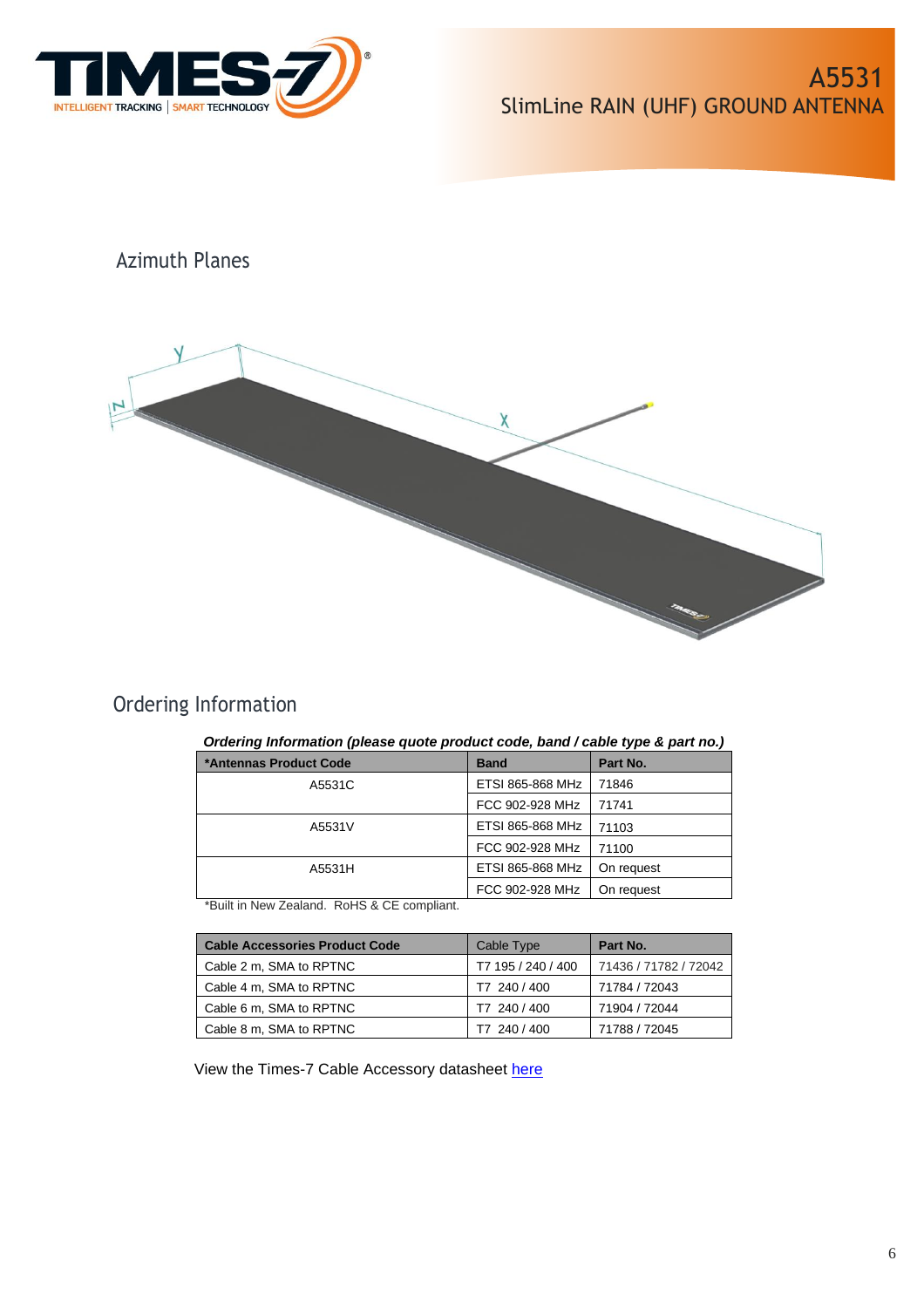## Azimuth Planes

## Ordering Information

***Ordering Information (please quote product code, band / cable type & part no.)***

| ***Antennas Product Code** | **Band** | **Part No.** |
|---|---|---|
| A5531C | ETSI 865-868 MHz | 71846 |
| | FCC 902-928 MHz | 71741 |
| A5531V | ETSI 865-868 MHz | 71103 |
| | FCC 902-928 MHz | 71100 |
| A5531H | ETSI 865-868 MHz | On request |
| | FCC 902-928 MHz | On request |

*Built in New Zealand. RoHS & CE compliant.

| **Cable Accessories Product Code** | Cable Type | **Part No.** |
|---|---|---|
| Cable 2 m, SMA to RPTNC | T7 195 / 240 / 400 | 71436 / 71782 / 72042 |
| Cable 4 m, SMA to RPTNC | T7 240 / 400 | 71784 / 72043 |
| Cable 6 m, SMA to RPTNC | T7 240 / 400 | 71904 / 72044 |
| Cable 8 m, SMA to RPTNC | T7 240 / 400 | 71788 / 72045 |

View the Times-7 Cable Accessory datasheet here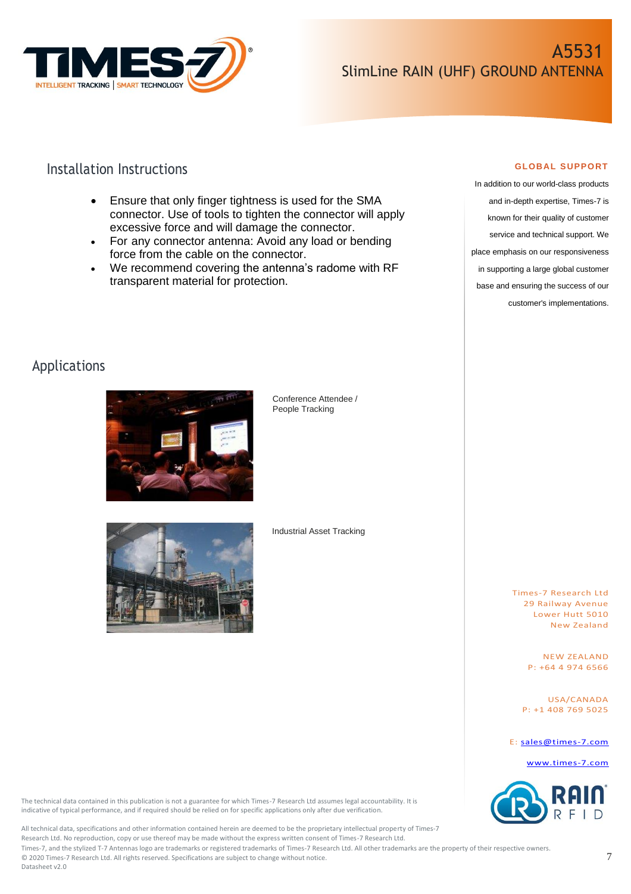# A5531
## SlimLine RAIN (UHF) GROUND ANTENNA

## Installation Instructions

- Ensure that only finger tightness is used for the SMA connector. Use of tools to tighten the connector will apply excessive force and will damage the connector.
- For any connector antenna: Avoid any load or bending force from the cable on the connector.
- We recommend covering the antenna's radome with RF transparent material for protection.

## Applications

Conference Attendee / People Tracking

Industrial Asset Tracking

**GLOBAL SUPPORT**

In addition to our world-class products and in-depth expertise, Times-7 is known for their quality of customer service and technical support. We place emphasis on our responsiveness in supporting a large global customer base and ensuring the success of our customer's implementations.

Times-7 Research Ltd
29 Railway Avenue
Lower Hutt 5010
New Zealand

NEW ZEALAND
P: +64 4 974 6566

USA/CANADA
P: +1 408 769 5025

E: sales@times-7.com

www.times-7.com

The technical data contained in this publication is not a guarantee for which Times-7 Research Ltd assumes legal accountability. It is indicative of typical performance, and if required should be relied on for specific applications only after due verification.

All technical data, specifications and other information contained herein are deemed to be the proprietary intellectual property of Times-7 Research Ltd. No reproduction, copy or use thereof may be made without the express written consent of Times-7 Research Ltd.
Times-7, and the stylized T-7 Antennas logo are trademarks or registered trademarks of Times-7 Research Ltd. All other trademarks are the property of their respective owners.
© 2020 Times-7 Research Ltd. All rights reserved. Specifications are subject to change without notice.
Datasheet v2.0